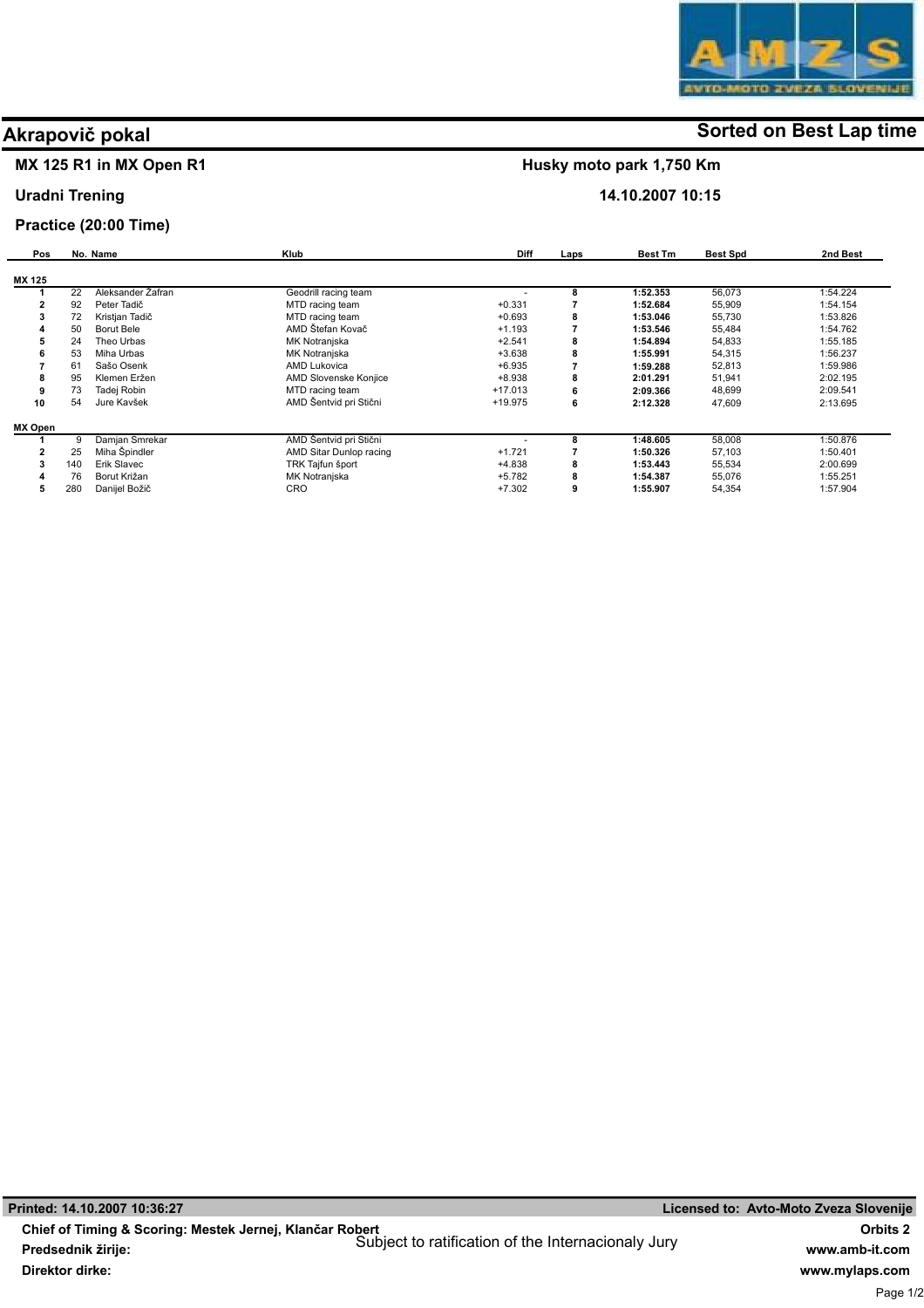AMZS
AVTO-MOTO ZVEZA SLOVENIJE

# Akrapovič pokal

**Sorted on Best Lap time**

**MX 125 R1 in MX Open R1** — **Husky moto park 1,750 Km**

**Uradni Trening** — **14.10.2007 10:15**

**Practice (20:00 Time)**

| Pos | No. | Name | Klub | Diff | Laps | Best Tm | Best Spd | 2nd Best |
|---|---|---|---|---|---|---|---|---|
| **MX 125** | | | | | | | | |
| 1 | 22 | Aleksander Žafran | Geodrill racing team | - | 8 | 1:52.353 | 56,073 | 1:54.224 |
| 2 | 92 | Peter Tadič | MTD racing team | +0.331 | 7 | 1:52.684 | 55,909 | 1:54.154 |
| 3 | 72 | Kristjan Tadič | MTD racing team | +0.693 | 8 | 1:53.046 | 55,730 | 1:53.826 |
| 4 | 50 | Borut Bele | AMD Štefan Kovač | +1.193 | 7 | 1:53.546 | 55,484 | 1:54.762 |
| 5 | 24 | Theo Urbas | MK Notranjska | +2.541 | 8 | 1:54.894 | 54,833 | 1:55.185 |
| 6 | 53 | Miha Urbas | MK Notranjska | +3.638 | 8 | 1:55.991 | 54,315 | 1:56.237 |
| 7 | 61 | Sašo Osenk | AMD Lukovica | +6.935 | 7 | 1:59.288 | 52,813 | 1:59.986 |
| 8 | 95 | Klemen Eržen | AMD Slovenske Konjice | +8.938 | 8 | 2:01.291 | 51,941 | 2:02.195 |
| 9 | 73 | Tadej Robin | MTD racing team | +17.013 | 6 | 2:09.366 | 48,699 | 2:09.541 |
| 10 | 54 | Jure Kavšek | AMD Šentvid pri Stični | +19.975 | 6 | 2:12.328 | 47,609 | 2:13.695 |
| **MX Open** | | | | | | | | |
| 1 | 9 | Damjan Smrekar | AMD Šentvid pri Stični | - | 8 | 1:48.605 | 58,008 | 1:50.876 |
| 2 | 25 | Miha Špindler | AMD Sitar Dunlop racing | +1.721 | 7 | 1:50.326 | 57,103 | 1:50.401 |
| 3 | 140 | Erik Slavec | TRK Tajfun šport | +4.838 | 8 | 1:53.443 | 55,534 | 2:00.699 |
| 4 | 76 | Borut Križan | MK Notranjska | +5.782 | 8 | 1:54.387 | 55,076 | 1:55.251 |
| 5 | 280 | Danijel Božič | CRO | +7.302 | 9 | 1:55.907 | 54,354 | 1:57.904 |

**Printed: 14.10.2007 10:36:27** — **Licensed to: Avto-Moto Zveza Slovenije**

**Chief of Timing & Scoring: Mestek Jernej, Klančar Robert**

Subject to ratification of the Internacionaly Jury

**Predsednik žirije:**

**Direktor dirke:**

**Orbits 2**
**www.amb-it.com**
**www.mylaps.com**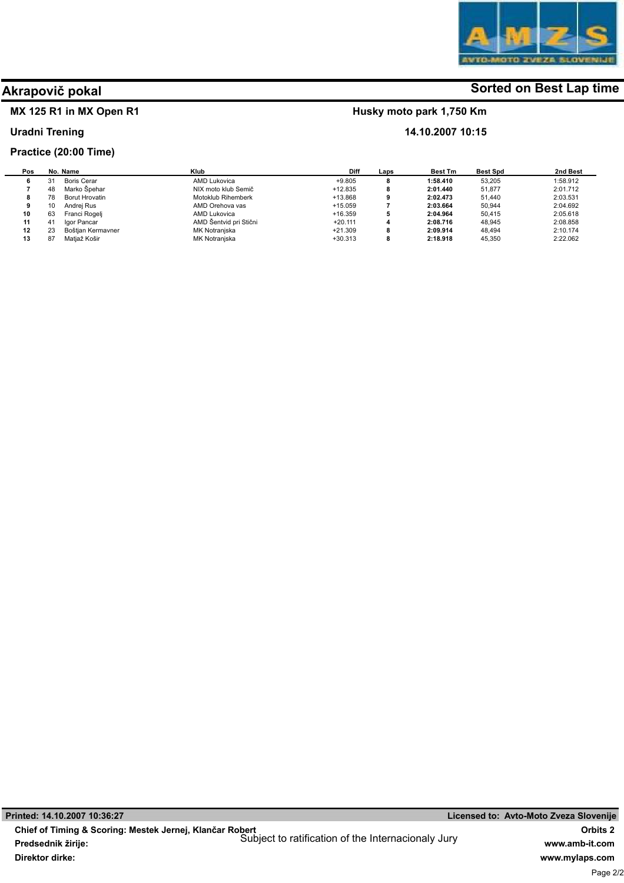# Akrapovič pokal

**Sorted on Best Lap time**

**MX 125 R1 in MX Open R1**

**Husky moto park 1,750 Km**

**Uradni Trening**

**14.10.2007 10:15**

**Practice (20:00 Time)**

| Pos | No. | Name | Klub | Diff | Laps | Best Tm | Best Spd | 2nd Best |
|---|---|---|---|---|---|---|---|---|
| 6 | 31 | Boris Cerar | AMD Lukovica | +9.805 | 8 | 1:58.410 | 53,205 | 1:58.912 |
| 7 | 48 | Marko Špehar | NIX moto klub Semič | +12.835 | 8 | 2:01.440 | 51,877 | 2:01.712 |
| 8 | 78 | Borut Hrovatin | Motoklub Rihemberk | +13.868 | 9 | 2:02.473 | 51,440 | 2:03.531 |
| 9 | 10 | Andrej Rus | AMD Orehova vas | +15.059 | 7 | 2:03.664 | 50,944 | 2:04.692 |
| 10 | 63 | Franci Rogelj | AMD Lukovica | +16.359 | 5 | 2:04.964 | 50,415 | 2:05.618 |
| 11 | 41 | Igor Pancar | AMD Šentvid pri Stični | +20.111 | 4 | 2:08.716 | 48,945 | 2:08.858 |
| 12 | 23 | Boštjan Kermavner | MK Notranjska | +21.309 | 8 | 2:09.914 | 48,494 | 2:10.174 |
| 13 | 87 | Matjaž Košir | MK Notranjska | +30.313 | 8 | 2:18.918 | 45,350 | 2:22.062 |

**Printed: 14.10.2007 10:36:27**

**Licensed to: Avto-Moto Zveza Slovenije**

**Chief of Timing & Scoring: Mestek Jernej, Klančar Robert**

Subject to ratification of the Internacionaly Jury

**Orbits 2**

**Predsednik žirije:**

**www.amb-it.com**

**Direktor dirke:**

**www.mylaps.com**